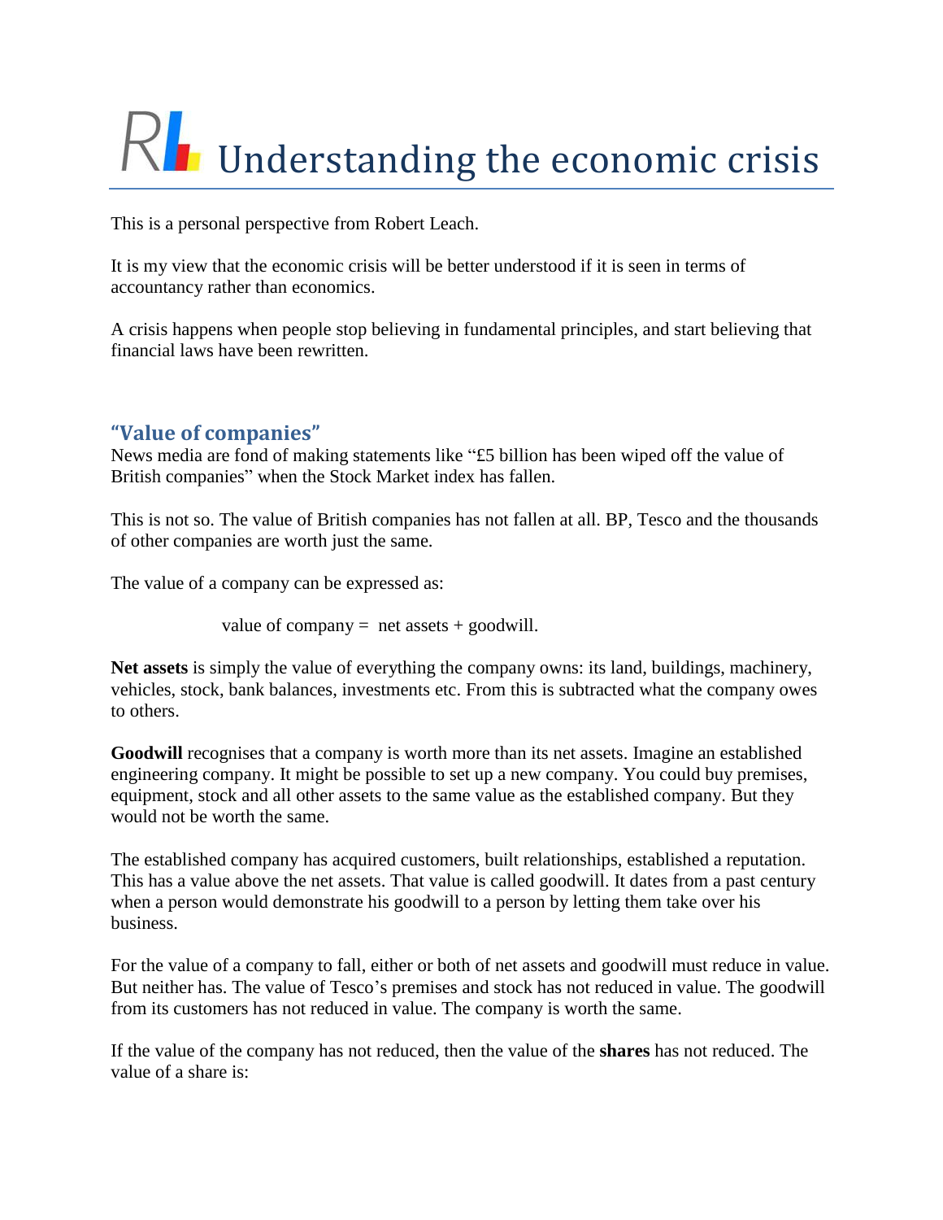# Understanding the economic crisis

This is a personal perspective from Robert Leach.

It is my view that the economic crisis will be better understood if it is seen in terms of accountancy rather than economics.

A crisis happens when people stop believing in fundamental principles, and start believing that financial laws have been rewritten.

## "Value of companies"

News media are fond of making statements like "£5 billion has been wiped off the value of British companies" when the Stock Market index has fallen.

This is not so. The value of British companies has not fallen at all. BP, Tesco and the thousands of other companies are worth just the same.

The value of a company can be expressed as:

value of company = net assets + goodwill.

**Net assets** is simply the value of everything the company owns: its land, buildings, machinery, vehicles, stock, bank balances, investments etc. From this is subtracted what the company owes to others.

**Goodwill** recognises that a company is worth more than its net assets. Imagine an established engineering company. It might be possible to set up a new company. You could buy premises, equipment, stock and all other assets to the same value as the established company. But they would not be worth the same.

The established company has acquired customers, built relationships, established a reputation. This has a value above the net assets. That value is called goodwill. It dates from a past century when a person would demonstrate his goodwill to a person by letting them take over his business.

For the value of a company to fall, either or both of net assets and goodwill must reduce in value. But neither has. The value of Tesco's premises and stock has not reduced in value. The goodwill from its customers has not reduced in value. The company is worth the same.

If the value of the company has not reduced, then the value of the **shares** has not reduced. The value of a share is: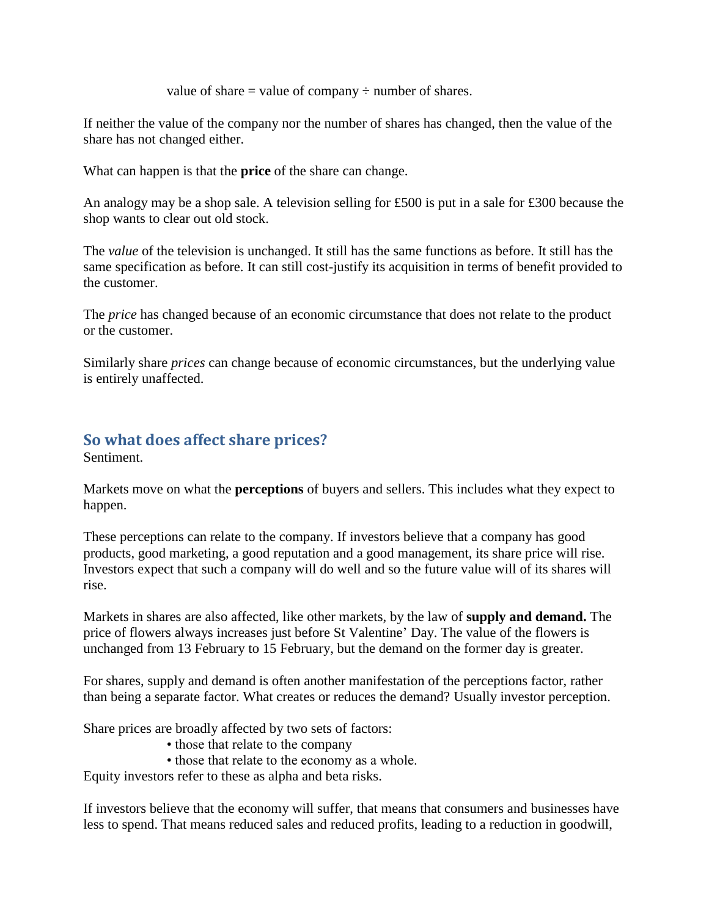value of share = value of company ÷ number of shares.

If neither the value of the company nor the number of shares has changed, then the value of the share has not changed either.

What can happen is that the **price** of the share can change.

An analogy may be a shop sale. A television selling for £500 is put in a sale for £300 because the shop wants to clear out old stock.

The *value* of the television is unchanged. It still has the same functions as before. It still has the same specification as before. It can still cost-justify its acquisition in terms of benefit provided to the customer.

The *price* has changed because of an economic circumstance that does not relate to the product or the customer.

Similarly share *prices* can change because of economic circumstances, but the underlying value is entirely unaffected.

## So what does affect share prices?

Sentiment.

Markets move on what the **perceptions** of buyers and sellers. This includes what they expect to happen.

These perceptions can relate to the company. If investors believe that a company has good products, good marketing, a good reputation and a good management, its share price will rise. Investors expect that such a company will do well and so the future value will of its shares will rise.

Markets in shares are also affected, like other markets, by the law of **supply and demand.** The price of flowers always increases just before St Valentine' Day. The value of the flowers is unchanged from 13 February to 15 February, but the demand on the former day is greater.

For shares, supply and demand is often another manifestation of the perceptions factor, rather than being a separate factor. What creates or reduces the demand? Usually investor perception.

Share prices are broadly affected by two sets of factors:

- those that relate to the company
- those that relate to the economy as a whole.

Equity investors refer to these as alpha and beta risks.

If investors believe that the economy will suffer, that means that consumers and businesses have less to spend. That means reduced sales and reduced profits, leading to a reduction in goodwill,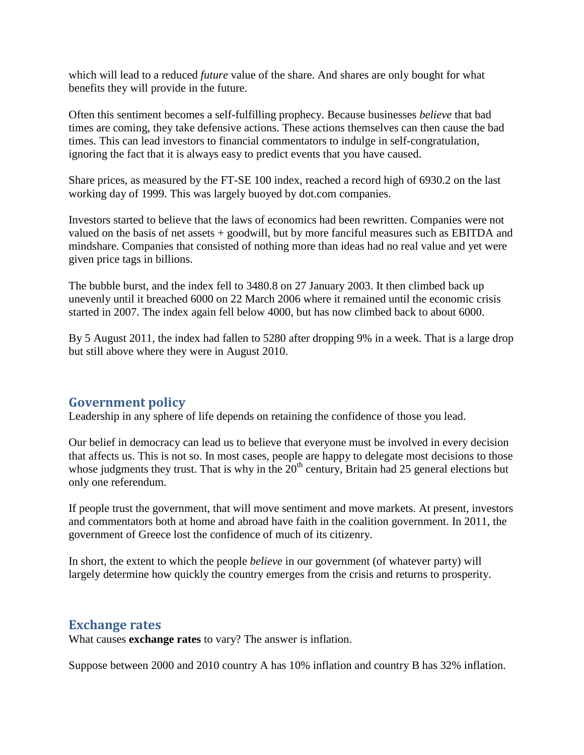which will lead to a reduced *future* value of the share. And shares are only bought for what benefits they will provide in the future.

Often this sentiment becomes a self-fulfilling prophecy. Because businesses *believe* that bad times are coming, they take defensive actions. These actions themselves can then cause the bad times. This can lead investors to financial commentators to indulge in self-congratulation, ignoring the fact that it is always easy to predict events that you have caused.

Share prices, as measured by the FT-SE 100 index, reached a record high of 6930.2 on the last working day of 1999. This was largely buoyed by dot.com companies.

Investors started to believe that the laws of economics had been rewritten. Companies were not valued on the basis of net assets + goodwill, but by more fanciful measures such as EBITDA and mindshare. Companies that consisted of nothing more than ideas had no real value and yet were given price tags in billions.

The bubble burst, and the index fell to 3480.8 on 27 January 2003. It then climbed back up unevenly until it breached 6000 on 22 March 2006 where it remained until the economic crisis started in 2007. The index again fell below 4000, but has now climbed back to about 6000.

By 5 August 2011, the index had fallen to 5280 after dropping 9% in a week. That is a large drop but still above where they were in August 2010.

## Government policy

Leadership in any sphere of life depends on retaining the confidence of those you lead.

Our belief in democracy can lead us to believe that everyone must be involved in every decision that affects us. This is not so. In most cases, people are happy to delegate most decisions to those whose judgments they trust. That is why in the 20th century, Britain had 25 general elections but only one referendum.

If people trust the government, that will move sentiment and move markets. At present, investors and commentators both at home and abroad have faith in the coalition government. In 2011, the government of Greece lost the confidence of much of its citizenry.

In short, the extent to which the people *believe* in our government (of whatever party) will largely determine how quickly the country emerges from the crisis and returns to prosperity.

## Exchange rates

What causes **exchange rates** to vary? The answer is inflation.

Suppose between 2000 and 2010 country A has 10% inflation and country B has 32% inflation.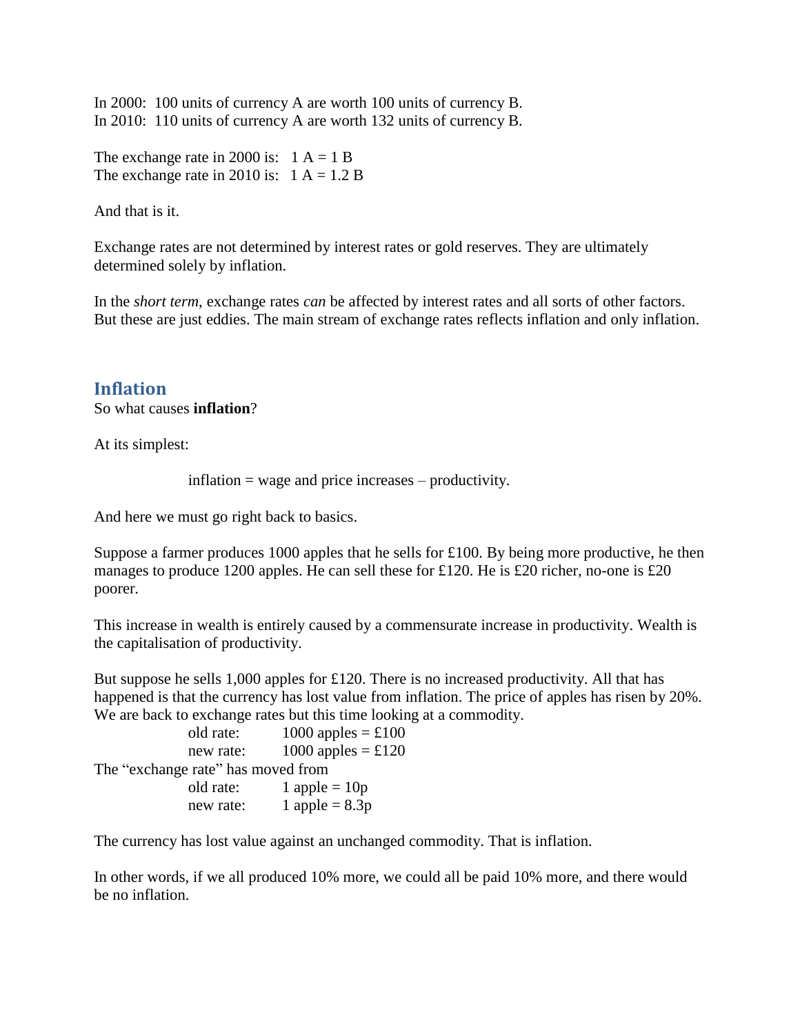In 2000: 100 units of currency A are worth 100 units of currency B.
In 2010: 110 units of currency A are worth 132 units of currency B.

The exchange rate in 2000 is: 1 A = 1 B
The exchange rate in 2010 is: 1 A = 1.2 B

And that is it.

Exchange rates are not determined by interest rates or gold reserves. They are ultimately determined solely by inflation.

In the *short term*, exchange rates *can* be affected by interest rates and all sorts of other factors. But these are just eddies. The main stream of exchange rates reflects inflation and only inflation.

## Inflation

So what causes **inflation**?

At its simplest:

inflation = wage and price increases – productivity.

And here we must go right back to basics.

Suppose a farmer produces 1000 apples that he sells for £100. By being more productive, he then manages to produce 1200 apples. He can sell these for £120. He is £20 richer, no-one is £20 poorer.

This increase in wealth is entirely caused by a commensurate increase in productivity. Wealth is the capitalisation of productivity.

But suppose he sells 1,000 apples for £120. There is no increased productivity. All that has happened is that the currency has lost value from inflation. The price of apples has risen by 20%. We are back to exchange rates but this time looking at a commodity.

old rate: 1000 apples = £100
new rate: 1000 apples = £120

The "exchange rate" has moved from

old rate: 1 apple = 10p
new rate: 1 apple = 8.3p

The currency has lost value against an unchanged commodity. That is inflation.

In other words, if we all produced 10% more, we could all be paid 10% more, and there would be no inflation.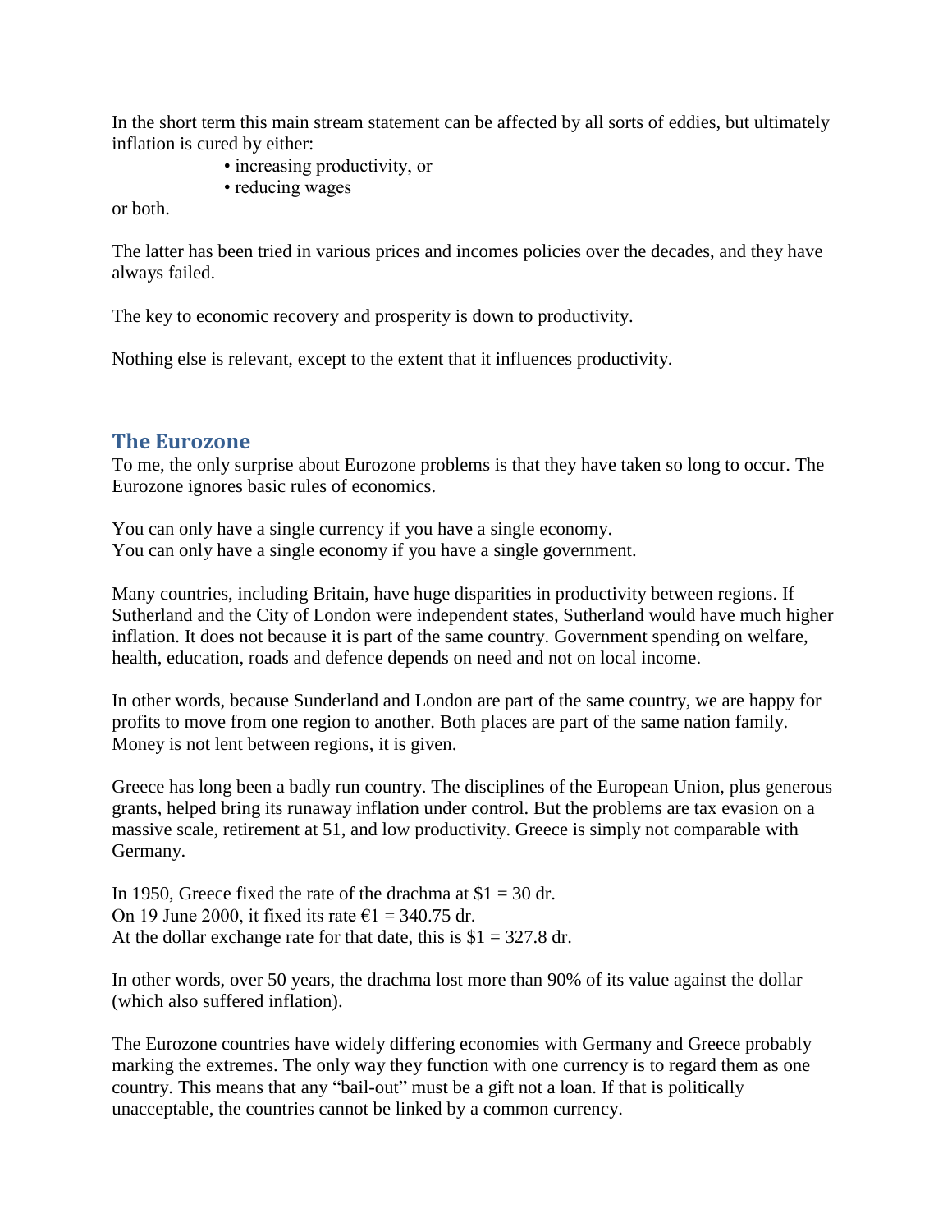In the short term this main stream statement can be affected by all sorts of eddies, but ultimately inflation is cured by either:

- increasing productivity, or
- reducing wages

or both.

The latter has been tried in various prices and incomes policies over the decades, and they have always failed.

The key to economic recovery and prosperity is down to productivity.

Nothing else is relevant, except to the extent that it influences productivity.

## The Eurozone

To me, the only surprise about Eurozone problems is that they have taken so long to occur. The Eurozone ignores basic rules of economics.

You can only have a single currency if you have a single economy.
You can only have a single economy if you have a single government.

Many countries, including Britain, have huge disparities in productivity between regions. If Sutherland and the City of London were independent states, Sutherland would have much higher inflation. It does not because it is part of the same country. Government spending on welfare, health, education, roads and defence depends on need and not on local income.

In other words, because Sunderland and London are part of the same country, we are happy for profits to move from one region to another. Both places are part of the same nation family. Money is not lent between regions, it is given.

Greece has long been a badly run country. The disciplines of the European Union, plus generous grants, helped bring its runaway inflation under control. But the problems are tax evasion on a massive scale, retirement at 51, and low productivity. Greece is simply not comparable with Germany.

In 1950, Greece fixed the rate of the drachma at $1 = 30 dr.
On 19 June 2000, it fixed its rate €1 = 340.75 dr.
At the dollar exchange rate for that date, this is $1 = 327.8 dr.

In other words, over 50 years, the drachma lost more than 90% of its value against the dollar (which also suffered inflation).

The Eurozone countries have widely differing economies with Germany and Greece probably marking the extremes. The only way they function with one currency is to regard them as one country. This means that any "bail-out" must be a gift not a loan. If that is politically unacceptable, the countries cannot be linked by a common currency.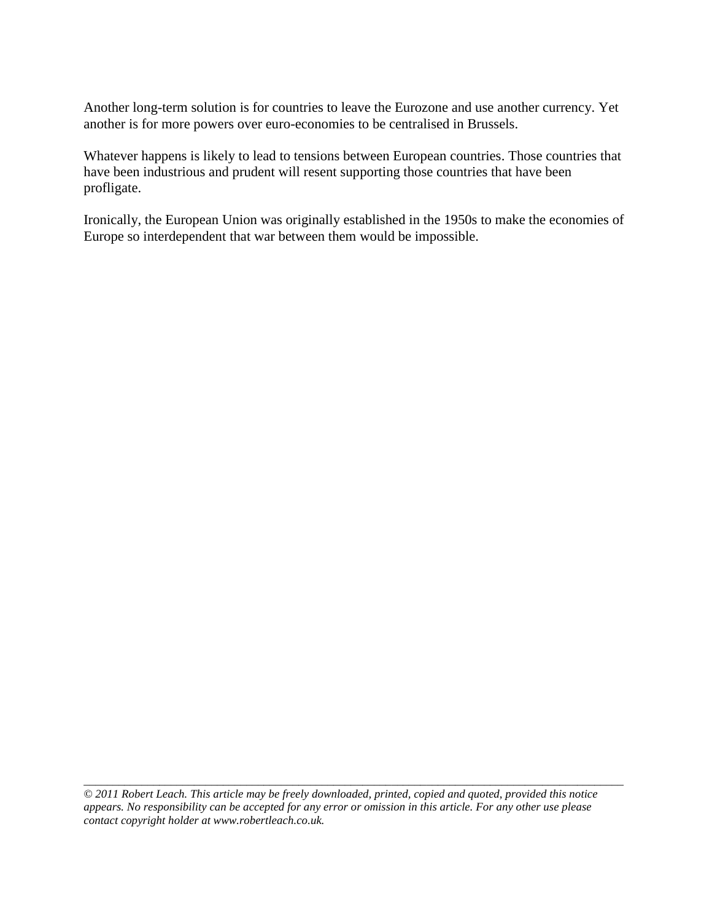Another long-term solution is for countries to leave the Eurozone and use another currency. Yet another is for more powers over euro-economies to be centralised in Brussels.

Whatever happens is likely to lead to tensions between European countries. Those countries that have been industrious and prudent will resent supporting those countries that have been profligate.

Ironically, the European Union was originally established in the 1950s to make the economies of Europe so interdependent that war between them would be impossible.